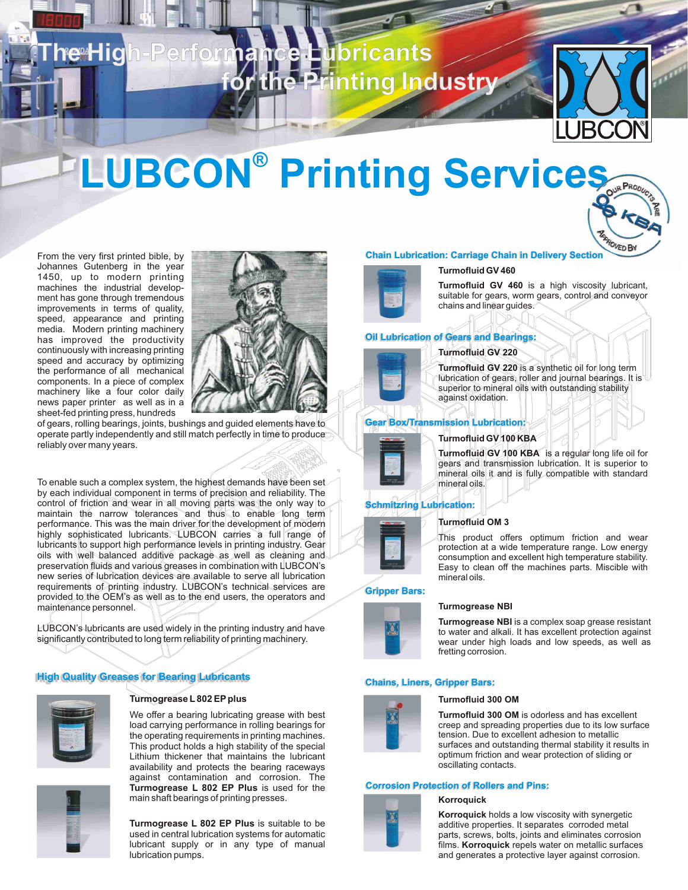# The High-Performance Lubricants for the Printing Industry

# LUBCON® Printing Services

Our Products Are Approved By KBA

From the very first printed bible, by Johannes Gutenberg in the year 1450, up to modern printing machines the industrial development has gone through tremendous improvements in terms of quality, speed, appearance and printing media. Modern printing machinery has improved the productivity continuously with increasing printing speed and accuracy by optimizing the performance of all mechanical components. In a piece of complex machinery like a four color daily news paper printer as well as in a sheet-fed printing press, hundreds of gears, rolling bearings, joints, bushings and guided elements have to operate partly independently and still match perfectly in time to produce reliably over many years.

To enable such a complex system, the highest demands have been set by each individual component in terms of precision and reliability. The control of friction and wear in all moving parts was the only way to maintain the narrow tolerances and thus to enable long term performance. This was the main driver for the development of modern highly sophisticated lubricants. LUBCON carries a full range of lubricants to support high performance levels in printing industry. Gear oils with well balanced additive package as well as cleaning and preservation fluids and various greases in combination with LUBCON's new series of lubrication devices are available to serve all lubrication requirements of printing industry. LUBCON's technical services are provided to the OEM's as well as to the end users, the operators and maintenance personnel.

LUBCON's lubricants are used widely in the printing industry and have significantly contributed to long term reliability of printing machinery.

## High Quality Greases for Bearing Lubricants

### Turmogrease L 802 EP plus

We offer a bearing lubricating grease with best load carrying performance in rolling bearings for the operating requirements in printing machines. This product holds a high stability of the special Lithium thickener that maintains the lubricant availability and protects the bearing raceways against contamination and corrosion. The **Turmogrease L 802 EP Plus** is used for the main shaft bearings of printing presses.

**Turmogrease L 802 EP Plus** is suitable to be used in central lubrication systems for automatic lubricant supply or in any type of manual lubrication pumps.

## Chain Lubrication: Carriage Chain in Delivery Section

### Turmofluid GV 460

**Turmofluid GV 460** is a high viscosity lubricant, suitable for gears, worm gears, control and conveyor chains and linear guides.

## Oil Lubrication of Gears and Bearings:

### Turmofluid GV 220

**Turmofluid GV 220** is a synthetic oil for long term lubrication of gears, roller and journal bearings. It is superior to mineral oils with outstanding stability against oxidation.

## Gear Box/Transmission Lubrication:

### Turmofluid GV 100 KBA

**Turmofluid GV 100 KBA** is a regular long life oil for gears and transmission lubrication. It is superior to mineral oils it and is fully compatible with standard mineral oils.

## Schmitzring Lubrication:

### Turmofluid OM 3

This product offers optimum friction and wear protection at a wide temperature range. Low energy consumption and excellent high temperature stability. Easy to clean off the machines parts. Miscible with mineral oils.

## Gripper Bars:

### Turmogrease NBI

**Turmogrease NBI** is a complex soap grease resistant to water and alkali. It has excellent protection against wear under high loads and low speeds, as well as fretting corrosion.

## Chains, Liners, Gripper Bars:

### Turmofluid 300 OM

**Turmofluid 300 OM** is odorless and has excellent creep and spreading properties due to its low surface tension. Due to excellent adhesion to metallic surfaces and outstanding thermal stability it results in optimum friction and wear protection of sliding or oscillating contacts.

## Corrosion Protection of Rollers and Pins:

### Korroquick

**Korroquick** holds a low viscosity with synergetic additive properties. It separates corroded metal parts, screws, bolts, joints and eliminates corrosion films. **Korroquick** repels water on metallic surfaces and generates a protective layer against corrosion.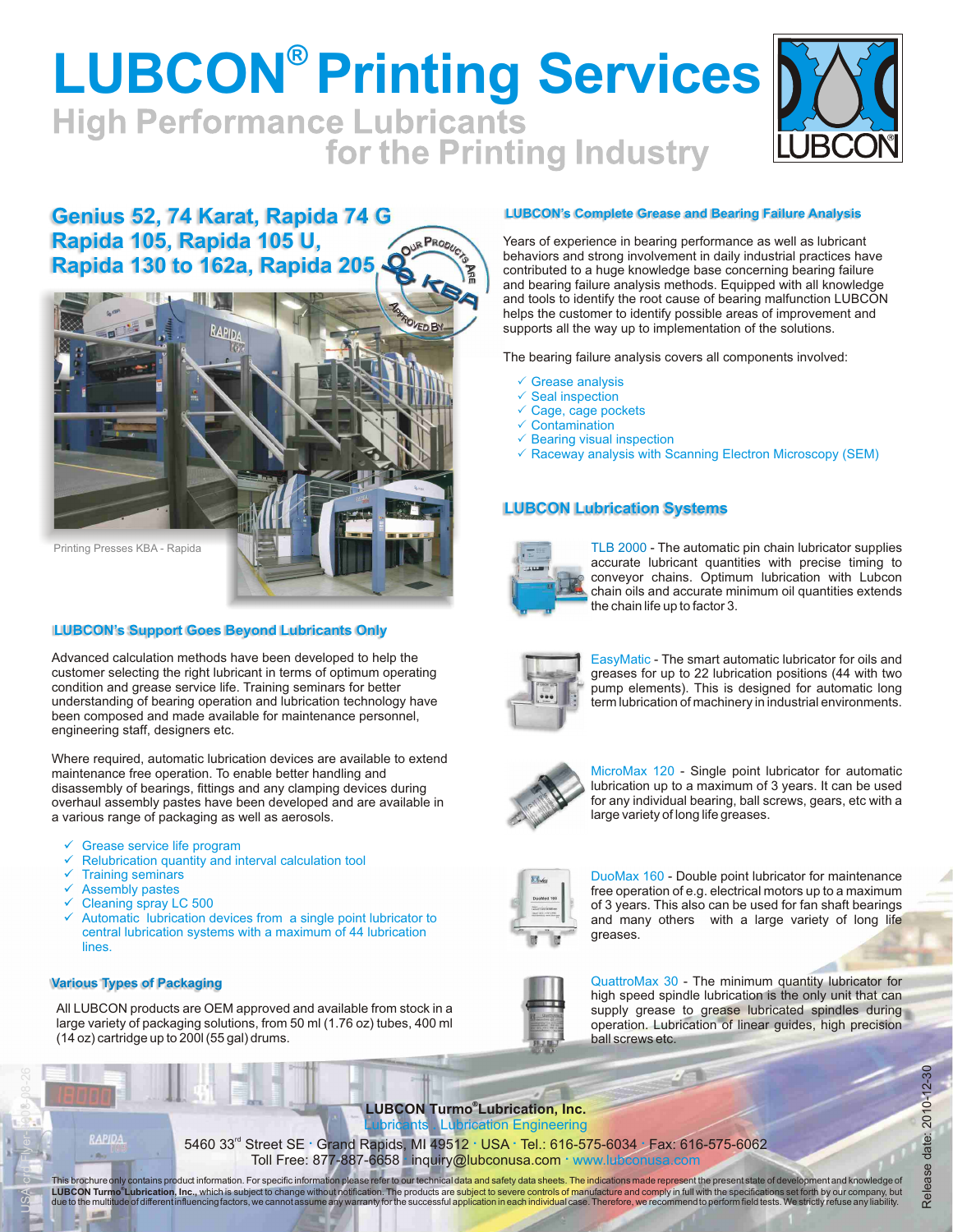# LUBCON® Printing Services

## High Performance Lubricants for the Printing Industry

### Genius 52, 74 Karat, Rapida 74 G Rapida 105, Rapida 105 U, Rapida 130 to 162a, Rapida 205

OUR PRODUCTS ARE APPROVED BY KBA

Printing Presses KBA - Rapida

### LUBCON's Support Goes Beyond Lubricants Only

Advanced calculation methods have been developed to help the customer selecting the right lubricant in terms of optimum operating condition and grease service life. Training seminars for better understanding of bearing operation and lubrication technology have been composed and made available for maintenance personnel, engineering staff, designers etc.

Where required, automatic lubrication devices are available to extend maintenance free operation. To enable better handling and disassembly of bearings, fittings and any clamping devices during overhaul assembly pastes have been developed and are available in a various range of packaging as well as aerosols.

- ✓ Grease service life program
- ✓ Relubrication quantity and interval calculation tool
- ✓ Training seminars
- ✓ Assembly pastes
- ✓ Cleaning spray LC 500
- ✓ Automatic lubrication devices from a single point lubricator to central lubrication systems with a maximum of 44 lubrication lines.

### Various Types of Packaging

All LUBCON products are OEM approved and available from stock in a large variety of packaging solutions, from 50 ml (1.76 oz) tubes, 400 ml (14 oz) cartridge up to 200l (55 gal) drums.

### LUBCON's Complete Grease and Bearing Failure Analysis

Years of experience in bearing performance as well as lubricant behaviors and strong involvement in daily industrial practices have contributed to a huge knowledge base concerning bearing failure and bearing failure analysis methods. Equipped with all knowledge and tools to identify the root cause of bearing malfunction LUBCON helps the customer to identify possible areas of improvement and supports all the way up to implementation of the solutions.

The bearing failure analysis covers all components involved:

- ✓ Grease analysis
- ✓ Seal inspection
- ✓ Cage, cage pockets
- ✓ Contamination
- ✓ Bearing visual inspection
- ✓ Raceway analysis with Scanning Electron Microscopy (SEM)

### LUBCON Lubrication Systems

TLB 2000 - The automatic pin chain lubricator supplies accurate lubricant quantities with precise timing to conveyor chains. Optimum lubrication with Lubcon chain oils and accurate minimum oil quantities extends the chain life up to factor 3.

EasyMatic - The smart automatic lubricator for oils and greases for up to 22 lubrication positions (44 with two pump elements). This is designed for automatic long term lubrication of machinery in industrial environments.

MicroMax 120 - Single point lubricator for automatic lubrication up to a maximum of 3 years. It can be used for any individual bearing, ball screws, gears, etc with a large variety of long life greases.

DuoMax 160 - Double point lubricator for maintenance free operation of e.g. electrical motors up to a maximum of 3 years. This also can be used for fan shaft bearings and many others with a large variety of long life greases.

QuattroMax 30 - The minimum quantity lubricator for high speed spindle lubrication is the only unit that can supply grease to grease lubricated spindles during operation. Lubrication of linear guides, high precision ball screws etc.

**LUBCON Turmo® Lubrication, Inc.**
Lubricants · Lubrication Engineering
5460 33rd Street SE · Grand Rapids, MI 49512 · USA · Tel.: 616-575-6034 · Fax: 616-575-6062
Toll Free: 877-887-6658 · inquiry@lubconusa.com · www.lubconusa.com

This brochure only contains product information. For specific information please refer to our technical data and safety data sheets. The indications made represent the present state of development and knowledge of **LUBCON Turmo® Lubrication, Inc.**, which is subject to change without notification. The products are subject to severe controls of manufacture and comply in full with the specifications set forth by our company, but due to the multitude of different influencing factors, we cannot assume any warranty for the successful application in each individual case. Therefore, we recommend to perform field tests. We strictly refuse any liability.

Release date: 2010-12-30